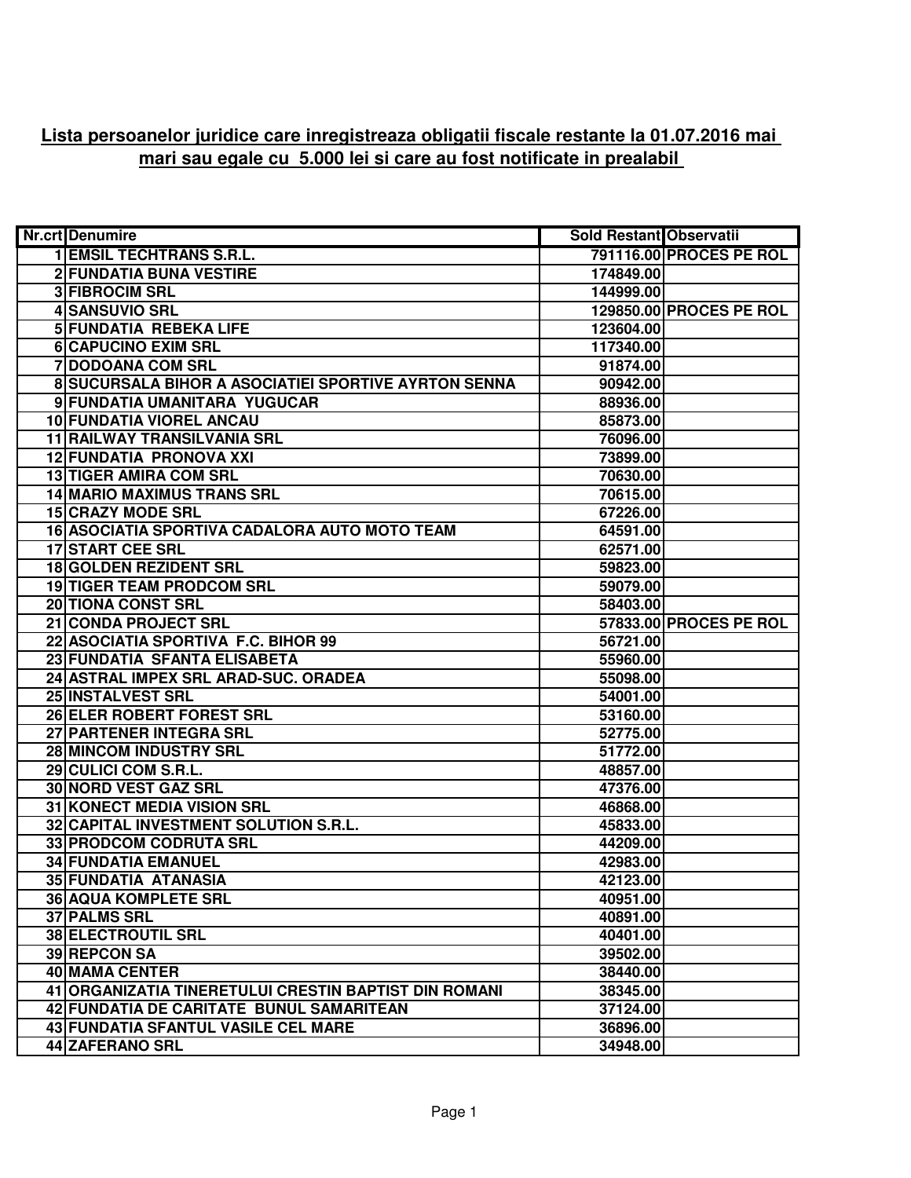**Lista persoanelor juridice care inregistreaza obligatii fiscale restante la 01.07.2016 mai mari sau egale cu 5.000 lei si care au fost notificate in prealabil**

| Nr.crt | Denumire | Sold Restant | Observatii |
|---|---|---|---|
| 1 | EMSIL TECHTRANS S.R.L. | 791116.00 | PROCES PE ROL |
| 2 | FUNDATIA BUNA VESTIRE | 174849.00 | |
| 3 | FIBROCIM SRL | 144999.00 | |
| 4 | SANSUVIO SRL | 129850.00 | PROCES PE ROL |
| 5 | FUNDATIA REBEKA LIFE | 123604.00 | |
| 6 | CAPUCINO EXIM SRL | 117340.00 | |
| 7 | DODOANA COM SRL | 91874.00 | |
| 8 | SUCURSALA BIHOR A ASOCIATIEI SPORTIVE AYRTON SENNA | 90942.00 | |
| 9 | FUNDATIA UMANITARA YUGUCAR | 88936.00 | |
| 10 | FUNDATIA VIOREL ANCAU | 85873.00 | |
| 11 | RAILWAY TRANSILVANIA SRL | 76096.00 | |
| 12 | FUNDATIA PRONOVA XXI | 73899.00 | |
| 13 | TIGER AMIRA COM SRL | 70630.00 | |
| 14 | MARIO MAXIMUS TRANS SRL | 70615.00 | |
| 15 | CRAZY MODE SRL | 67226.00 | |
| 16 | ASOCIATIA SPORTIVA CADALORA AUTO MOTO TEAM | 64591.00 | |
| 17 | START CEE SRL | 62571.00 | |
| 18 | GOLDEN REZIDENT SRL | 59823.00 | |
| 19 | TIGER TEAM PRODCOM SRL | 59079.00 | |
| 20 | TIONA CONST SRL | 58403.00 | |
| 21 | CONDA PROJECT SRL | 57833.00 | PROCES PE ROL |
| 22 | ASOCIATIA SPORTIVA F.C. BIHOR 99 | 56721.00 | |
| 23 | FUNDATIA SFANTA ELISABETA | 55960.00 | |
| 24 | ASTRAL IMPEX SRL ARAD-SUC. ORADEA | 55098.00 | |
| 25 | INSTALVEST SRL | 54001.00 | |
| 26 | ELER ROBERT FOREST SRL | 53160.00 | |
| 27 | PARTENER INTEGRA SRL | 52775.00 | |
| 28 | MINCOM INDUSTRY SRL | 51772.00 | |
| 29 | CULICI COM S.R.L. | 48857.00 | |
| 30 | NORD VEST GAZ SRL | 47376.00 | |
| 31 | KONECT MEDIA VISION SRL | 46868.00 | |
| 32 | CAPITAL INVESTMENT SOLUTION S.R.L. | 45833.00 | |
| 33 | PRODCOM CODRUTA SRL | 44209.00 | |
| 34 | FUNDATIA EMANUEL | 42983.00 | |
| 35 | FUNDATIA ATANASIA | 42123.00 | |
| 36 | AQUA KOMPLETE SRL | 40951.00 | |
| 37 | PALMS SRL | 40891.00 | |
| 38 | ELECTROUTIL SRL | 40401.00 | |
| 39 | REPCON SA | 39502.00 | |
| 40 | MAMA CENTER | 38440.00 | |
| 41 | ORGANIZATIA TINERETULUI CRESTIN BAPTIST DIN ROMANI | 38345.00 | |
| 42 | FUNDATIA DE CARITATE BUNUL SAMARITEAN | 37124.00 | |
| 43 | FUNDATIA SFANTUL VASILE CEL MARE | 36896.00 | |
| 44 | ZAFERANO SRL | 34948.00 | |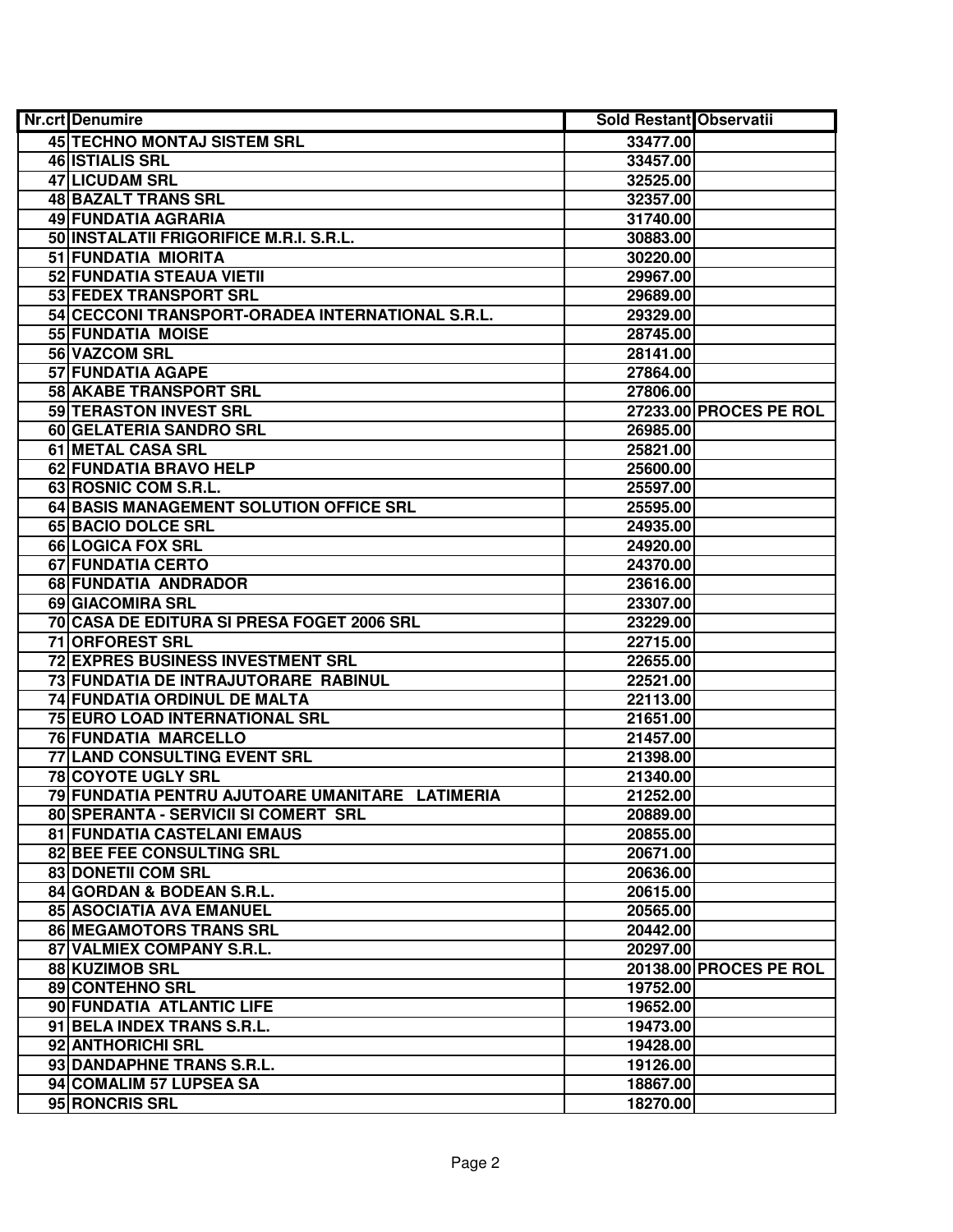| Nr.crt | Denumire | Sold Restant | Observatii |
|---|---|---|---|
| 45 | TECHNO MONTAJ SISTEM SRL | 33477.00 | |
| 46 | ISTIALIS SRL | 33457.00 | |
| 47 | LICUDAM SRL | 32525.00 | |
| 48 | BAZALT TRANS SRL | 32357.00 | |
| 49 | FUNDATIA AGRARIA | 31740.00 | |
| 50 | INSTALATII FRIGORIFICE M.R.I. S.R.L. | 30883.00 | |
| 51 | FUNDATIA MIORITA | 30220.00 | |
| 52 | FUNDATIA STEAUA VIETII | 29967.00 | |
| 53 | FEDEX TRANSPORT SRL | 29689.00 | |
| 54 | CECCONI TRANSPORT-ORADEA INTERNATIONAL S.R.L. | 29329.00 | |
| 55 | FUNDATIA MOISE | 28745.00 | |
| 56 | VAZCOM SRL | 28141.00 | |
| 57 | FUNDATIA AGAPE | 27864.00 | |
| 58 | AKABE TRANSPORT SRL | 27806.00 | |
| 59 | TERASTON INVEST SRL | 27233.00 | PROCES PE ROL |
| 60 | GELATERIA SANDRO SRL | 26985.00 | |
| 61 | METAL CASA SRL | 25821.00 | |
| 62 | FUNDATIA BRAVO HELP | 25600.00 | |
| 63 | ROSNIC COM S.R.L. | 25597.00 | |
| 64 | BASIS MANAGEMENT SOLUTION OFFICE SRL | 25595.00 | |
| 65 | BACIO DOLCE SRL | 24935.00 | |
| 66 | LOGICA FOX SRL | 24920.00 | |
| 67 | FUNDATIA CERTO | 24370.00 | |
| 68 | FUNDATIA ANDRADOR | 23616.00 | |
| 69 | GIACOMIRA SRL | 23307.00 | |
| 70 | CASA DE EDITURA SI PRESA FOGET 2006 SRL | 23229.00 | |
| 71 | ORFOREST SRL | 22715.00 | |
| 72 | EXPRES BUSINESS INVESTMENT SRL | 22655.00 | |
| 73 | FUNDATIA DE INTRAJUTORARE RABINUL | 22521.00 | |
| 74 | FUNDATIA ORDINUL DE MALTA | 22113.00 | |
| 75 | EURO LOAD INTERNATIONAL SRL | 21651.00 | |
| 76 | FUNDATIA MARCELLO | 21457.00 | |
| 77 | LAND CONSULTING EVENT SRL | 21398.00 | |
| 78 | COYOTE UGLY SRL | 21340.00 | |
| 79 | FUNDATIA PENTRU AJUTOARE UMANITARE LATIMERIA | 21252.00 | |
| 80 | SPERANTA - SERVICII SI COMERT SRL | 20889.00 | |
| 81 | FUNDATIA CASTELANI EMAUS | 20855.00 | |
| 82 | BEE FEE CONSULTING SRL | 20671.00 | |
| 83 | DONETII COM SRL | 20636.00 | |
| 84 | GORDAN & BODEAN S.R.L. | 20615.00 | |
| 85 | ASOCIATIA AVA EMANUEL | 20565.00 | |
| 86 | MEGAMOTORS TRANS SRL | 20442.00 | |
| 87 | VALMIEX COMPANY S.R.L. | 20297.00 | |
| 88 | KUZIMOB SRL | 20138.00 | PROCES PE ROL |
| 89 | CONTEHNO SRL | 19752.00 | |
| 90 | FUNDATIA ATLANTIC LIFE | 19652.00 | |
| 91 | BELA INDEX TRANS S.R.L. | 19473.00 | |
| 92 | ANTHORICHI SRL | 19428.00 | |
| 93 | DANDAPHNE TRANS S.R.L. | 19126.00 | |
| 94 | COMALIM 57 LUPSEA SA | 18867.00 | |
| 95 | RONCRIS SRL | 18270.00 | |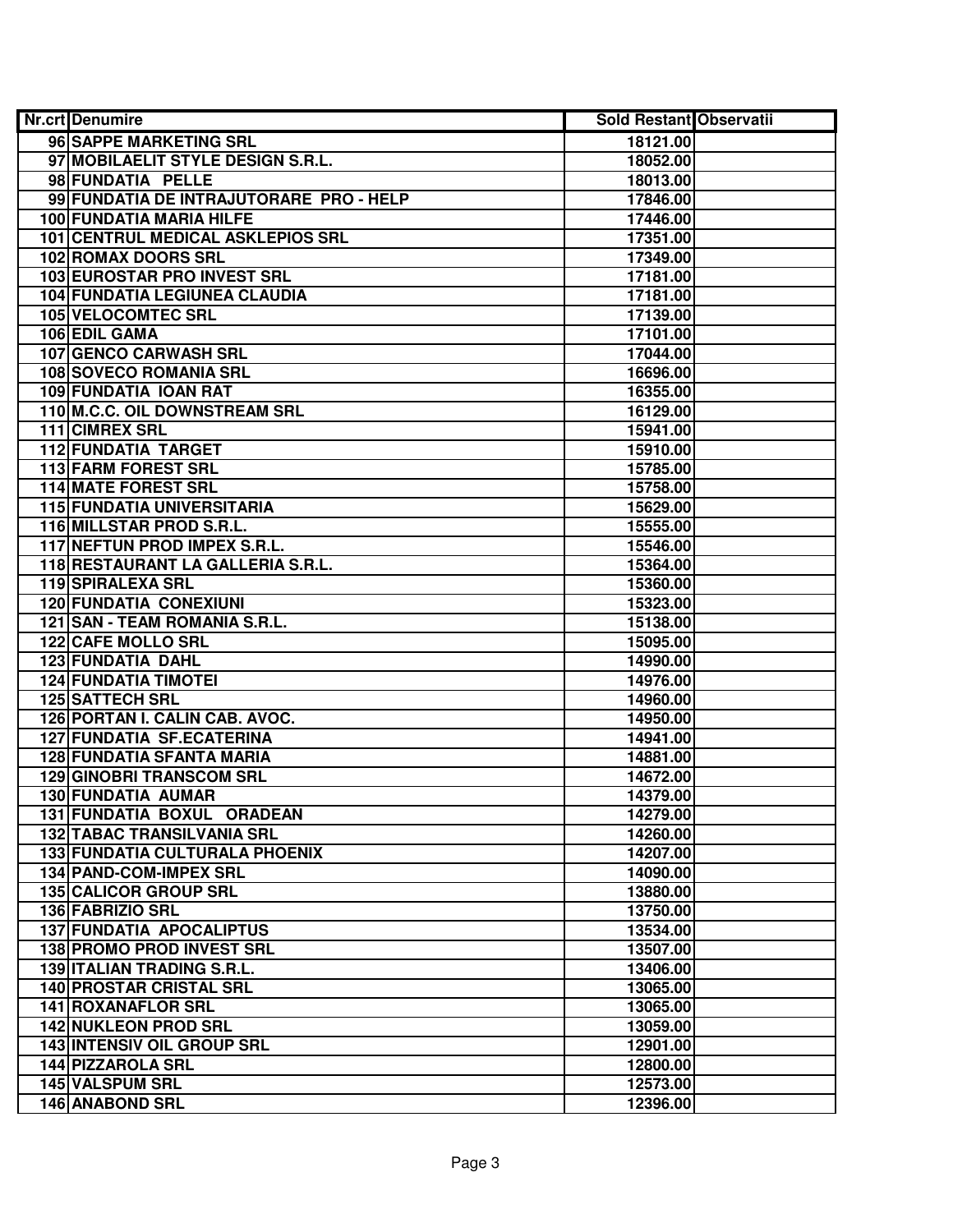| Nr.crt | Denumire | Sold Restant | Observatii |
|---|---|---|---|
| 96 | SAPPE MARKETING SRL | 18121.00 | |
| 97 | MOBILAELIT STYLE DESIGN S.R.L. | 18052.00 | |
| 98 | FUNDATIA PELLE | 18013.00 | |
| 99 | FUNDATIA DE INTRAJUTORARE PRO - HELP | 17846.00 | |
| 100 | FUNDATIA MARIA HILFE | 17446.00 | |
| 101 | CENTRUL MEDICAL ASKLEPIOS SRL | 17351.00 | |
| 102 | ROMAX DOORS SRL | 17349.00 | |
| 103 | EUROSTAR PRO INVEST SRL | 17181.00 | |
| 104 | FUNDATIA LEGIUNEA CLAUDIA | 17181.00 | |
| 105 | VELOCOMTEC SRL | 17139.00 | |
| 106 | EDIL GAMA | 17101.00 | |
| 107 | GENCO CARWASH SRL | 17044.00 | |
| 108 | SOVECO ROMANIA SRL | 16696.00 | |
| 109 | FUNDATIA IOAN RAT | 16355.00 | |
| 110 | M.C.C. OIL DOWNSTREAM SRL | 16129.00 | |
| 111 | CIMREX SRL | 15941.00 | |
| 112 | FUNDATIA TARGET | 15910.00 | |
| 113 | FARM FOREST SRL | 15785.00 | |
| 114 | MATE FOREST SRL | 15758.00 | |
| 115 | FUNDATIA UNIVERSITARIA | 15629.00 | |
| 116 | MILLSTAR PROD S.R.L. | 15555.00 | |
| 117 | NEFTUN PROD IMPEX S.R.L. | 15546.00 | |
| 118 | RESTAURANT LA GALLERIA S.R.L. | 15364.00 | |
| 119 | SPIRALEXA SRL | 15360.00 | |
| 120 | FUNDATIA CONEXIUNI | 15323.00 | |
| 121 | SAN - TEAM ROMANIA S.R.L. | 15138.00 | |
| 122 | CAFE MOLLO SRL | 15095.00 | |
| 123 | FUNDATIA DAHL | 14990.00 | |
| 124 | FUNDATIA TIMOTEI | 14976.00 | |
| 125 | SATTECH SRL | 14960.00 | |
| 126 | PORTAN I. CALIN CAB. AVOC. | 14950.00 | |
| 127 | FUNDATIA SF.ECATERINA | 14941.00 | |
| 128 | FUNDATIA SFANTA MARIA | 14881.00 | |
| 129 | GINOBRI TRANSCOM SRL | 14672.00 | |
| 130 | FUNDATIA AUMAR | 14379.00 | |
| 131 | FUNDATIA BOXUL ORADEAN | 14279.00 | |
| 132 | TABAC TRANSILVANIA SRL | 14260.00 | |
| 133 | FUNDATIA CULTURALA PHOENIX | 14207.00 | |
| 134 | PAND-COM-IMPEX SRL | 14090.00 | |
| 135 | CALICOR GROUP SRL | 13880.00 | |
| 136 | FABRIZIO SRL | 13750.00 | |
| 137 | FUNDATIA APOCALIPTUS | 13534.00 | |
| 138 | PROMO PROD INVEST SRL | 13507.00 | |
| 139 | ITALIAN TRADING S.R.L. | 13406.00 | |
| 140 | PROSTAR CRISTAL SRL | 13065.00 | |
| 141 | ROXANAFLOR SRL | 13065.00 | |
| 142 | NUKLEON PROD SRL | 13059.00 | |
| 143 | INTENSIV OIL GROUP SRL | 12901.00 | |
| 144 | PIZZAROLA SRL | 12800.00 | |
| 145 | VALSPUM SRL | 12573.00 | |
| 146 | ANABOND SRL | 12396.00 | |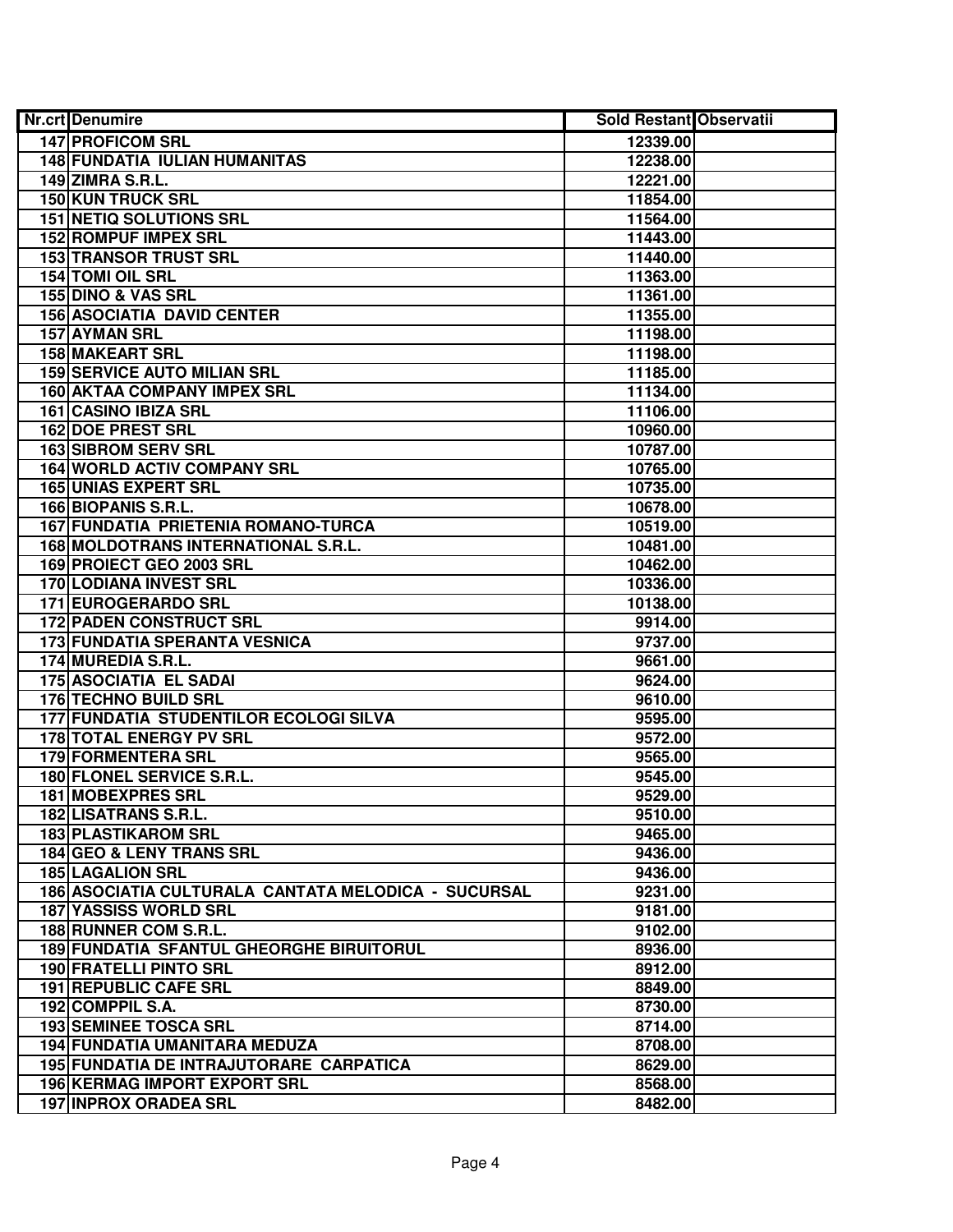| Nr.crt | Denumire | Sold Restant | Observatii |
|---|---|---|---|
| 147 | PROFICOM SRL | 12339.00 | |
| 148 | FUNDATIA IULIAN HUMANITAS | 12238.00 | |
| 149 | ZIMRA S.R.L. | 12221.00 | |
| 150 | KUN TRUCK SRL | 11854.00 | |
| 151 | NETIQ SOLUTIONS SRL | 11564.00 | |
| 152 | ROMPUF IMPEX SRL | 11443.00 | |
| 153 | TRANSOR TRUST SRL | 11440.00 | |
| 154 | TOMI OIL SRL | 11363.00 | |
| 155 | DINO & VAS SRL | 11361.00 | |
| 156 | ASOCIATIA DAVID CENTER | 11355.00 | |
| 157 | AYMAN SRL | 11198.00 | |
| 158 | MAKEART SRL | 11198.00 | |
| 159 | SERVICE AUTO MILIAN SRL | 11185.00 | |
| 160 | AKTAA COMPANY IMPEX SRL | 11134.00 | |
| 161 | CASINO IBIZA SRL | 11106.00 | |
| 162 | DOE PREST SRL | 10960.00 | |
| 163 | SIBROM SERV SRL | 10787.00 | |
| 164 | WORLD ACTIV COMPANY SRL | 10765.00 | |
| 165 | UNIAS EXPERT SRL | 10735.00 | |
| 166 | BIOPANIS S.R.L. | 10678.00 | |
| 167 | FUNDATIA PRIETENIA ROMANO-TURCA | 10519.00 | |
| 168 | MOLDOTRANS INTERNATIONAL S.R.L. | 10481.00 | |
| 169 | PROIECT GEO 2003 SRL | 10462.00 | |
| 170 | LODIANA INVEST SRL | 10336.00 | |
| 171 | EUROGERARDO SRL | 10138.00 | |
| 172 | PADEN CONSTRUCT SRL | 9914.00 | |
| 173 | FUNDATIA SPERANTA VESNICA | 9737.00 | |
| 174 | MUREDIA S.R.L. | 9661.00 | |
| 175 | ASOCIATIA EL SADAI | 9624.00 | |
| 176 | TECHNO BUILD SRL | 9610.00 | |
| 177 | FUNDATIA STUDENTILOR ECOLOGI SILVA | 9595.00 | |
| 178 | TOTAL ENERGY PV SRL | 9572.00 | |
| 179 | FORMENTERA SRL | 9565.00 | |
| 180 | FLONEL SERVICE S.R.L. | 9545.00 | |
| 181 | MOBEXPRES SRL | 9529.00 | |
| 182 | LISATRANS S.R.L. | 9510.00 | |
| 183 | PLASTIKAROM SRL | 9465.00 | |
| 184 | GEO & LENY TRANS SRL | 9436.00 | |
| 185 | LAGALION SRL | 9436.00 | |
| 186 | ASOCIATIA CULTURALA CANTATA MELODICA - SUCURSAL | 9231.00 | |
| 187 | YASSISS WORLD SRL | 9181.00 | |
| 188 | RUNNER COM S.R.L. | 9102.00 | |
| 189 | FUNDATIA SFANTUL GHEORGHE BIRUITORUL | 8936.00 | |
| 190 | FRATELLI PINTO SRL | 8912.00 | |
| 191 | REPUBLIC CAFE SRL | 8849.00 | |
| 192 | COMPPIL S.A. | 8730.00 | |
| 193 | SEMINEE TOSCA SRL | 8714.00 | |
| 194 | FUNDATIA UMANITARA MEDUZA | 8708.00 | |
| 195 | FUNDATIA DE INTRAJUTORARE CARPATICA | 8629.00 | |
| 196 | KERMAG IMPORT EXPORT SRL | 8568.00 | |
| 197 | INPROX ORADEA SRL | 8482.00 | |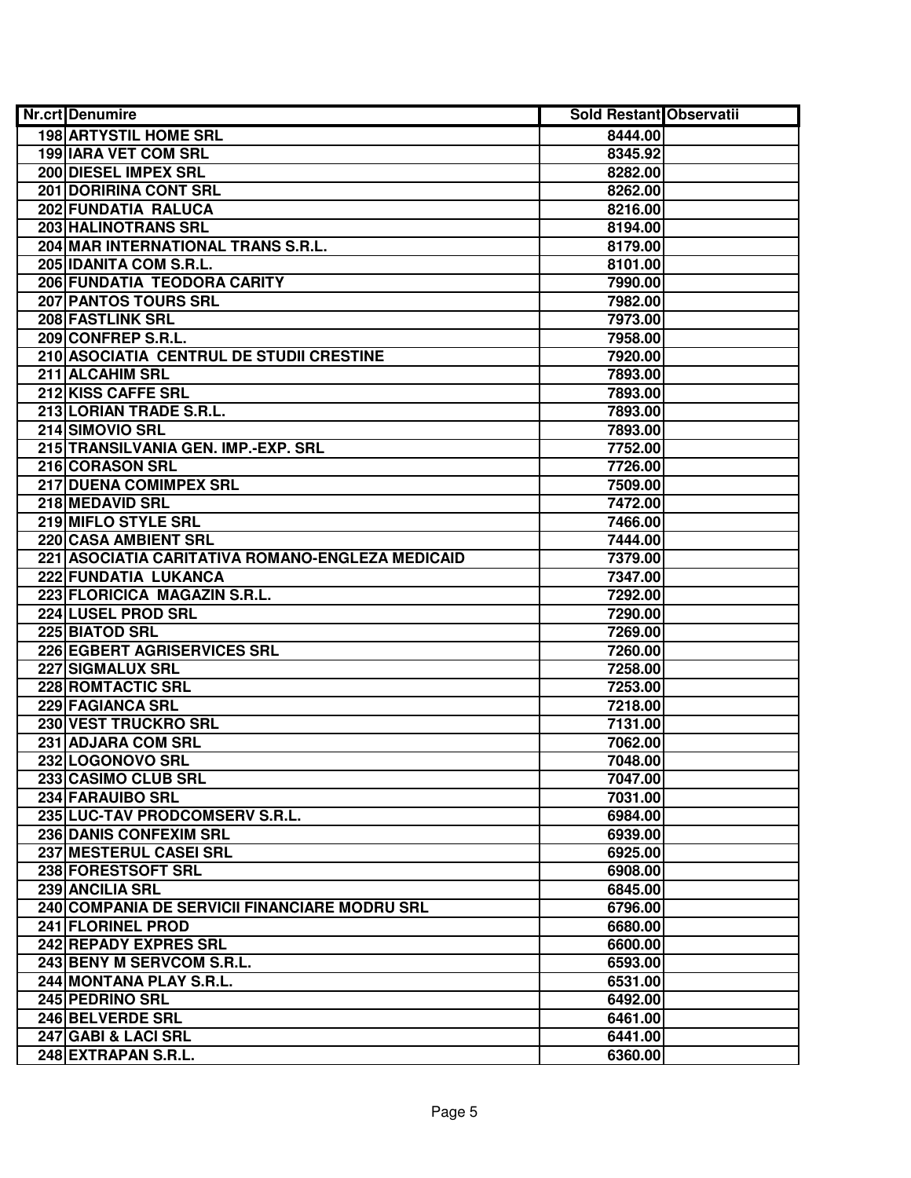| Nr.crt | Denumire | Sold Restant | Observatii |
|---|---|---|---|
| 198 | ARTYSTIL HOME SRL | 8444.00 | |
| 199 | IARA VET COM SRL | 8345.92 | |
| 200 | DIESEL IMPEX SRL | 8282.00 | |
| 201 | DORIRINA CONT SRL | 8262.00 | |
| 202 | FUNDATIA RALUCA | 8216.00 | |
| 203 | HALINOTRANS SRL | 8194.00 | |
| 204 | MAR INTERNATIONAL TRANS S.R.L. | 8179.00 | |
| 205 | IDANITA COM S.R.L. | 8101.00 | |
| 206 | FUNDATIA TEODORA CARITY | 7990.00 | |
| 207 | PANTOS TOURS SRL | 7982.00 | |
| 208 | FASTLINK SRL | 7973.00 | |
| 209 | CONFREP S.R.L. | 7958.00 | |
| 210 | ASOCIATIA CENTRUL DE STUDII CRESTINE | 7920.00 | |
| 211 | ALCAHIM SRL | 7893.00 | |
| 212 | KISS CAFFE SRL | 7893.00 | |
| 213 | LORIAN TRADE S.R.L. | 7893.00 | |
| 214 | SIMOVIO SRL | 7893.00 | |
| 215 | TRANSILVANIA GEN. IMP.-EXP. SRL | 7752.00 | |
| 216 | CORASON SRL | 7726.00 | |
| 217 | DUENA COMIMPEX SRL | 7509.00 | |
| 218 | MEDAVID SRL | 7472.00 | |
| 219 | MIFLO STYLE SRL | 7466.00 | |
| 220 | CASA AMBIENT SRL | 7444.00 | |
| 221 | ASOCIATIA CARITATIVA ROMANO-ENGLEZA MEDICAID | 7379.00 | |
| 222 | FUNDATIA LUKANCA | 7347.00 | |
| 223 | FLORICICA MAGAZIN S.R.L. | 7292.00 | |
| 224 | LUSEL PROD SRL | 7290.00 | |
| 225 | BIATOD SRL | 7269.00 | |
| 226 | EGBERT AGRISERVICES SRL | 7260.00 | |
| 227 | SIGMALUX SRL | 7258.00 | |
| 228 | ROMTACTIC SRL | 7253.00 | |
| 229 | FAGIANCA SRL | 7218.00 | |
| 230 | VEST TRUCKRO SRL | 7131.00 | |
| 231 | ADJARA COM SRL | 7062.00 | |
| 232 | LOGONOVO SRL | 7048.00 | |
| 233 | CASIMO CLUB SRL | 7047.00 | |
| 234 | FARAUIBO SRL | 7031.00 | |
| 235 | LUC-TAV PRODCOMSERV S.R.L. | 6984.00 | |
| 236 | DANIS CONFEXIM SRL | 6939.00 | |
| 237 | MESTERUL CASEI SRL | 6925.00 | |
| 238 | FORESTSOFT SRL | 6908.00 | |
| 239 | ANCILIA SRL | 6845.00 | |
| 240 | COMPANIA DE SERVICII FINANCIARE MODRU SRL | 6796.00 | |
| 241 | FLORINEL PROD | 6680.00 | |
| 242 | REPADY EXPRES SRL | 6600.00 | |
| 243 | BENY M SERVCOM S.R.L. | 6593.00 | |
| 244 | MONTANA PLAY S.R.L. | 6531.00 | |
| 245 | PEDRINO SRL | 6492.00 | |
| 246 | BELVERDE SRL | 6461.00 | |
| 247 | GABI & LACI SRL | 6441.00 | |
| 248 | EXTRAPAN S.R.L. | 6360.00 | |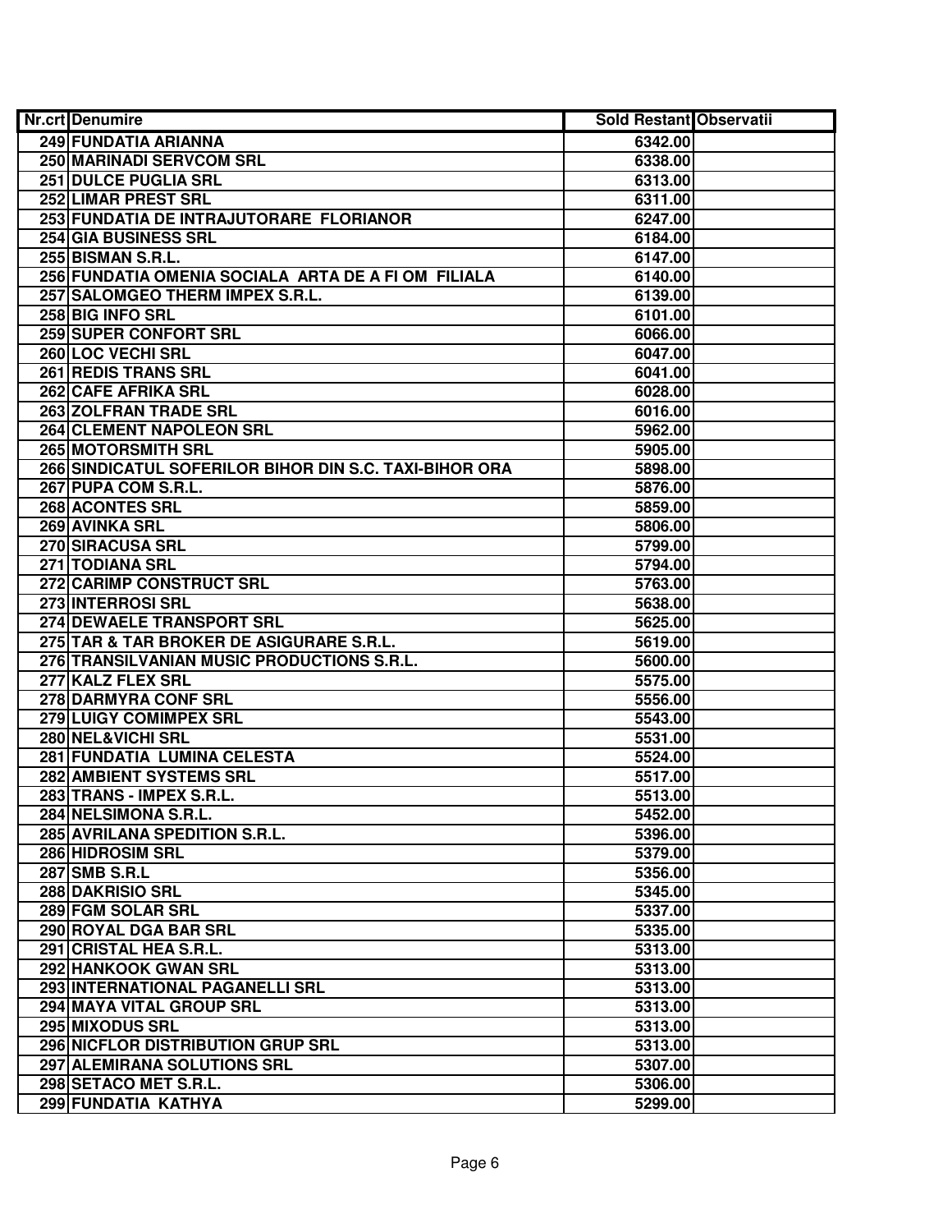| Nr.crt | Denumire | Sold Restant | Observatii |
|---|---|---|---|
| 249 | FUNDATIA ARIANNA | 6342.00 | |
| 250 | MARINADI SERVCOM SRL | 6338.00 | |
| 251 | DULCE PUGLIA SRL | 6313.00 | |
| 252 | LIMAR PREST SRL | 6311.00 | |
| 253 | FUNDATIA DE INTRAJUTORARE FLORIANOR | 6247.00 | |
| 254 | GIA BUSINESS SRL | 6184.00 | |
| 255 | BISMAN S.R.L. | 6147.00 | |
| 256 | FUNDATIA OMENIA SOCIALA ARTA DE A FI OM FILIALA | 6140.00 | |
| 257 | SALOMGEO THERM IMPEX S.R.L. | 6139.00 | |
| 258 | BIG INFO SRL | 6101.00 | |
| 259 | SUPER CONFORT SRL | 6066.00 | |
| 260 | LOC VECHI SRL | 6047.00 | |
| 261 | REDIS TRANS SRL | 6041.00 | |
| 262 | CAFE AFRIKA SRL | 6028.00 | |
| 263 | ZOLFRAN TRADE SRL | 6016.00 | |
| 264 | CLEMENT NAPOLEON SRL | 5962.00 | |
| 265 | MOTORSMITH SRL | 5905.00 | |
| 266 | SINDICATUL SOFERILOR BIHOR DIN S.C. TAXI-BIHOR ORA | 5898.00 | |
| 267 | PUPA COM S.R.L. | 5876.00 | |
| 268 | ACONTES SRL | 5859.00 | |
| 269 | AVINKA SRL | 5806.00 | |
| 270 | SIRACUSA SRL | 5799.00 | |
| 271 | TODIANA SRL | 5794.00 | |
| 272 | CARIMP CONSTRUCT SRL | 5763.00 | |
| 273 | INTERROSI SRL | 5638.00 | |
| 274 | DEWAELE TRANSPORT SRL | 5625.00 | |
| 275 | TAR & TAR BROKER DE ASIGURARE S.R.L. | 5619.00 | |
| 276 | TRANSILVANIAN MUSIC PRODUCTIONS S.R.L. | 5600.00 | |
| 277 | KALZ FLEX SRL | 5575.00 | |
| 278 | DARMYRA CONF SRL | 5556.00 | |
| 279 | LUIGY COMIMPEX SRL | 5543.00 | |
| 280 | NEL&VICHI SRL | 5531.00 | |
| 281 | FUNDATIA LUMINA CELESTA | 5524.00 | |
| 282 | AMBIENT SYSTEMS SRL | 5517.00 | |
| 283 | TRANS - IMPEX S.R.L. | 5513.00 | |
| 284 | NELSIMONA S.R.L. | 5452.00 | |
| 285 | AVRILANA SPEDITION S.R.L. | 5396.00 | |
| 286 | HIDROSIM SRL | 5379.00 | |
| 287 | SMB S.R.L | 5356.00 | |
| 288 | DAKRISIO SRL | 5345.00 | |
| 289 | FGM SOLAR SRL | 5337.00 | |
| 290 | ROYAL DGA BAR SRL | 5335.00 | |
| 291 | CRISTAL HEA S.R.L. | 5313.00 | |
| 292 | HANKOOK GWAN SRL | 5313.00 | |
| 293 | INTERNATIONAL PAGANELLI SRL | 5313.00 | |
| 294 | MAYA VITAL GROUP SRL | 5313.00 | |
| 295 | MIXODUS SRL | 5313.00 | |
| 296 | NICFLOR DISTRIBUTION GRUP SRL | 5313.00 | |
| 297 | ALEMIRANA SOLUTIONS SRL | 5307.00 | |
| 298 | SETACO MET S.R.L. | 5306.00 | |
| 299 | FUNDATIA KATHYA | 5299.00 | |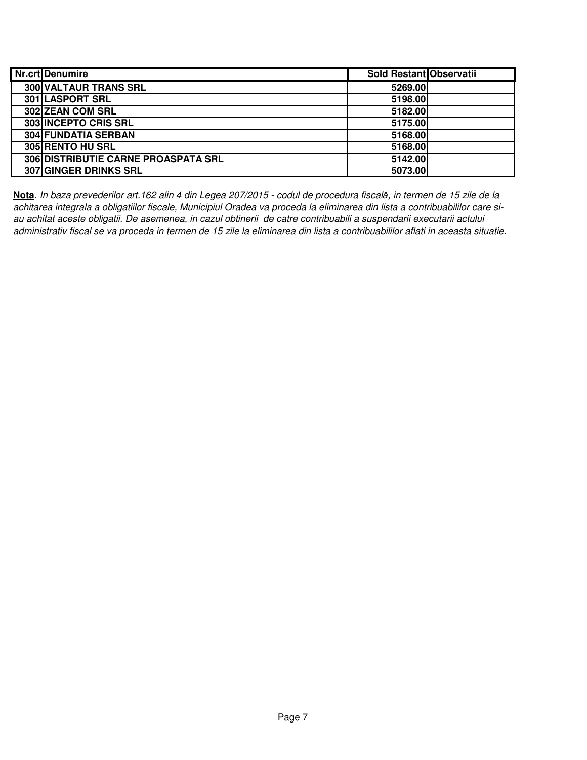| Nr.crt | Denumire | Sold Restant | Observatii |
|---|---|---|---|
| 300 | VALTAUR TRANS SRL | 5269.00 | |
| 301 | LASPORT SRL | 5198.00 | |
| 302 | ZEAN COM SRL | 5182.00 | |
| 303 | INCEPTO CRIS SRL | 5175.00 | |
| 304 | FUNDATIA SERBAN | 5168.00 | |
| 305 | RENTO HU SRL | 5168.00 | |
| 306 | DISTRIBUTIE CARNE PROASPATA SRL | 5142.00 | |
| 307 | GINGER DRINKS SRL | 5073.00 | |

<u>**Nota**</u>. *In baza prevederilor art.162 alin 4 din Legea 207/2015 - codul de procedura fiscală, in termen de 15 zile de la achitarea integrala a obligatiilor fiscale, Municipiul Oradea va proceda la eliminarea din lista a contribuabililor care si-au achitat aceste obligatii. De asemenea, in cazul obtinerii de catre contribuabili a suspendarii executarii actului administrativ fiscal se va proceda in termen de 15 zile la eliminarea din lista a contribuabililor aflati in aceasta situatie.*